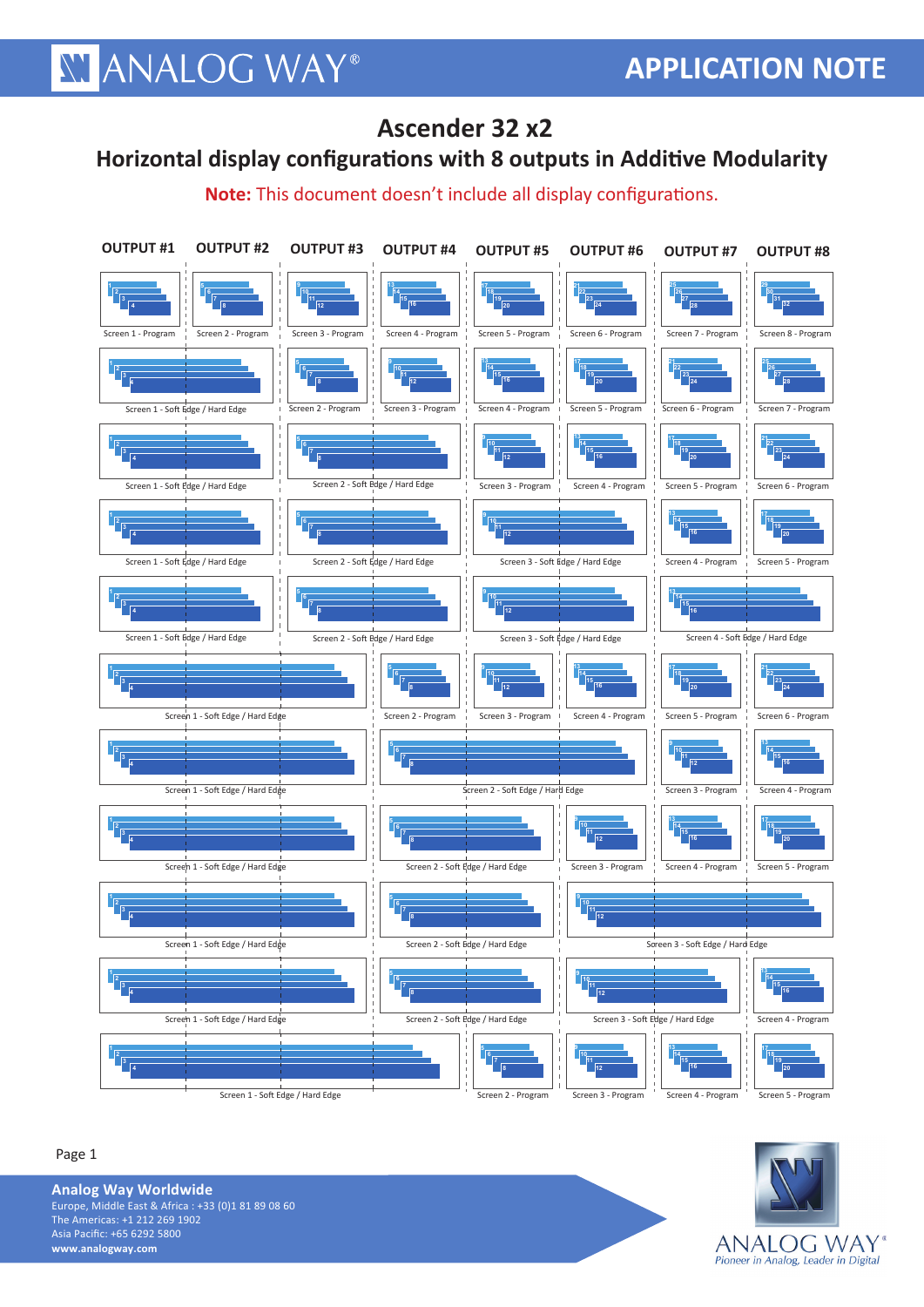# Ascender 32 x2

## Horizontal display configurations with 8 outputs in Additive Modularity

**Note:** This document doesn't include all display configurations.

| OUTPUT #1 | OUTPUT #2 | OUTPUT #3 | OUTPUT #4 | OUTPUT #5 | OUTPUT #6 | OUTPUT #7 | OUTPUT #8 |
|---|---|---|---|---|---|---|---|
| Screen 1 - Program | Screen 2 - Program | Screen 3 - Program | Screen 4 - Program | Screen 5 - Program | Screen 6 - Program | Screen 7 - Program | Screen 8 - Program |
| Screen 1 - Soft Edge / Hard Edge | | Screen 2 - Program | Screen 3 - Program | Screen 4 - Program | Screen 5 - Program | Screen 6 - Program | Screen 7 - Program |
| Screen 1 - Soft Edge / Hard Edge | | Screen 2 - Soft Edge / Hard Edge | | Screen 3 - Program | Screen 4 - Program | Screen 5 - Program | Screen 6 - Program |
| Screen 1 - Soft Edge / Hard Edge | | Screen 2 - Soft Edge / Hard Edge | | Screen 3 - Soft Edge / Hard Edge | | Screen 4 - Program | Screen 5 - Program |
| Screen 1 - Soft Edge / Hard Edge | | Screen 2 - Soft Edge / Hard Edge | | Screen 3 - Soft Edge / Hard Edge | | Screen 4 - Soft Edge / Hard Edge | |
| Screen 1 - Soft Edge / Hard Edge | | | Screen 2 - Program | Screen 3 - Program | Screen 4 - Program | Screen 5 - Program | Screen 6 - Program |
| Screen 1 - Soft Edge / Hard Edge | | | Screen 2 - Soft Edge / Hard Edge | | | Screen 3 - Program | Screen 4 - Program |
| Screen 1 - Soft Edge / Hard Edge | | | Screen 2 - Soft Edge / Hard Edge | | Screen 3 - Program | Screen 4 - Program | Screen 5 - Program |
| Screen 1 - Soft Edge / Hard Edge | | | Screen 2 - Soft Edge / Hard Edge | | Screen 3 - Soft Edge / Hard Edge | | |
| Screen 1 - Soft Edge / Hard Edge | | | Screen 2 - Soft Edge / Hard Edge | | Screen 3 - Soft Edge / Hard Edge | | Screen 4 - Program |
| Screen 1 - Soft Edge / Hard Edge | | | | Screen 2 - Program | Screen 3 - Program | Screen 4 - Program | Screen 5 - Program |

**Analog Way Worldwide**
Europe, Middle East & Africa : +33 (0)1 81 89 08 60
The Americas: +1 212 269 1902
Asia Pacific: +65 6292 5800
www.analogway.com

ANALOG WAY®
*Pioneer in Analog, Leader in Digital*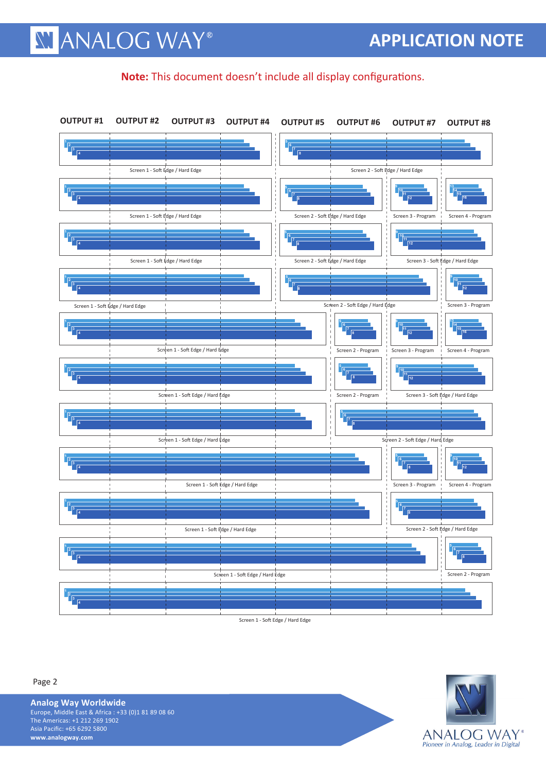**Note:** This document doesn't include all display configurations.

OUTPUT #1 OUTPUT #2 OUTPUT #3 OUTPUT #4 OUTPUT #5 OUTPUT #6 OUTPUT #7 OUTPUT #8

Screen 1 - Soft Edge / Hard Edge
Screen 2 - Soft Edge / Hard Edge

Screen 1 - Soft Edge / Hard Edge
Screen 2 - Soft Edge / Hard Edge
Screen 3 - Program
Screen 4 - Program

Screen 1 - Soft Edge / Hard Edge
Screen 2 - Soft Edge / Hard Edge
Screen 3 - Soft Edge / Hard Edge

Screen 1 - Soft Edge / Hard Edge
Screen 2 - Soft Edge / Hard Edge
Screen 3 - Program

Screen 1 - Soft Edge / Hard Edge
Screen 2 - Program
Screen 3 - Program
Screen 4 - Program

Screen 1 - Soft Edge / Hard Edge
Screen 2 - Program
Screen 3 - Soft Edge / Hard Edge

Screen 1 - Soft Edge / Hard Edge
Screen 2 - Soft Edge / Hard Edge

Screen 1 - Soft Edge / Hard Edge
Screen 3 - Program
Screen 4 - Program

Screen 1 - Soft Edge / Hard Edge
Screen 2 - Soft Edge / Hard Edge

Screen 1 - Soft Edge / Hard Edge
Screen 2 - Program

Screen 1 - Soft Edge / Hard Edge

**Analog Way Worldwide**
Europe, Middle East & Africa : +33 (0)1 81 89 08 60
The Americas: +1 212 269 1902
Asia Pacific: +65 6292 5800
**www.analogway.com**

ANALOG WAY®
*Pioneer in Analog, Leader in Digital*